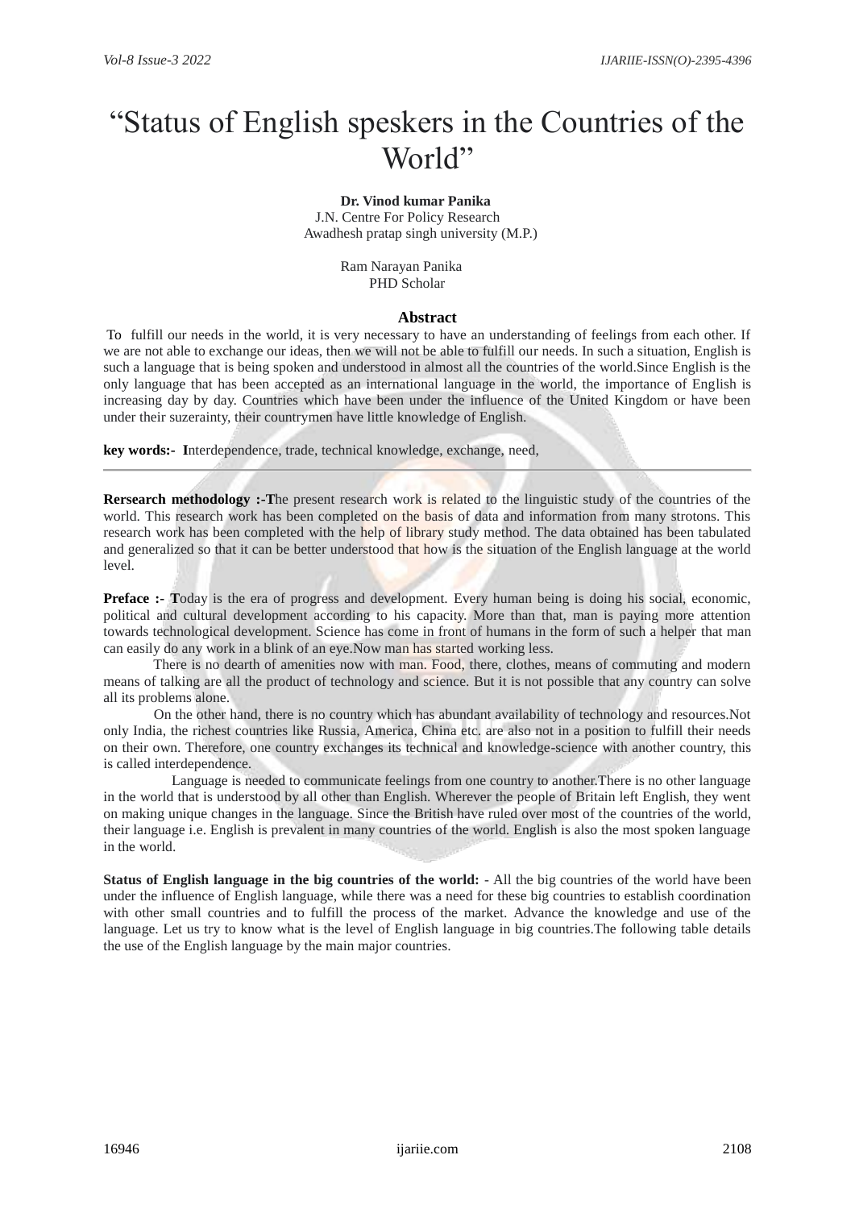# "Status of English speskers in the Countries of the World"

**Dr. Vinod kumar Panika**
J.N. Centre For Policy Research
Awadhesh pratap singh university (M.P.)

Ram Narayan Panika
PHD Scholar

## Abstract

To fulfill our needs in the world, it is very necessary to have an understanding of feelings from each other. If we are not able to exchange our ideas, then we will not be able to fulfill our needs. In such a situation, English is such a language that is being spoken and understood in almost all the countries of the world.Since English is the only language that has been accepted as an international language in the world, the importance of English is increasing day by day. Countries which have been under the influence of the United Kingdom or have been under their suzerainty, their countrymen have little knowledge of English.

**key words:-** **I**nterdependence, trade, technical knowledge, exchange, need,

---

**Rersearch methodology :-T**he present research work is related to the linguistic study of the countries of the world. This research work has been completed on the basis of data and information from many strotons. This research work has been completed with the help of library study method. The data obtained has been tabulated and generalized so that it can be better understood that how is the situation of the English language at the world level.

**Preface :- T**oday is the era of progress and development. Every human being is doing his social, economic, political and cultural development according to his capacity. More than that, man is paying more attention towards technological development. Science has come in front of humans in the form of such a helper that man can easily do any work in a blink of an eye.Now man has started working less.

There is no dearth of amenities now with man. Food, there, clothes, means of commuting and modern means of talking are all the product of technology and science. But it is not possible that any country can solve all its problems alone.

On the other hand, there is no country which has abundant availability of technology and resources.Not only India, the richest countries like Russia, America, China etc. are also not in a position to fulfill their needs on their own. Therefore, one country exchanges its technical and knowledge-science with another country, this is called interdependence.

Language is needed to communicate feelings from one country to another.There is no other language in the world that is understood by all other than English. Wherever the people of Britain left English, they went on making unique changes in the language. Since the British have ruled over most of the countries of the world, their language i.e. English is prevalent in many countries of the world. English is also the most spoken language in the world.

**Status of English language in the big countries of the world:** - All the big countries of the world have been under the influence of English language, while there was a need for these big countries to establish coordination with other small countries and to fulfill the process of the market. Advance the knowledge and use of the language. Let us try to know what is the level of English language in big countries.The following table details the use of the English language by the main major countries.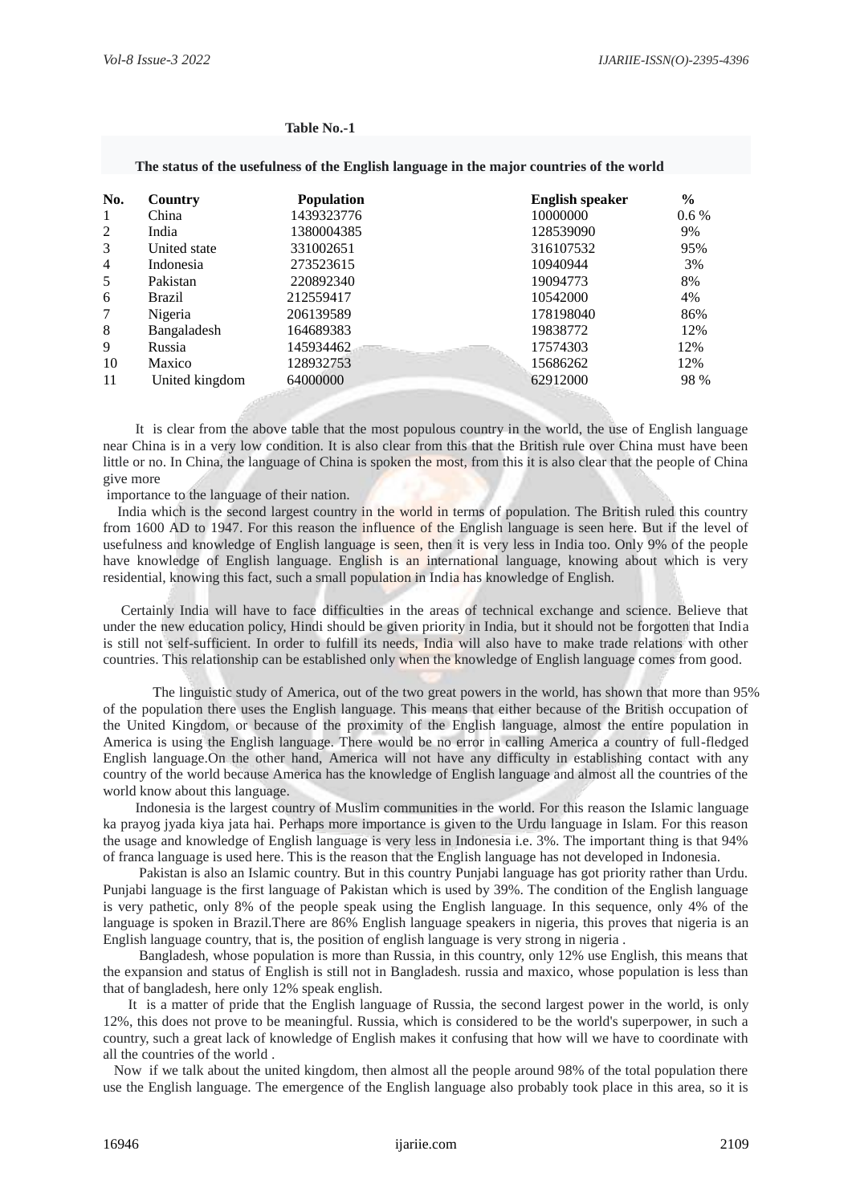**Table No.-1**

**The status of the usefulness of the English language in the major countries of the world**

| No. | Country | Population | English speaker | % |
|---|---|---|---|---|
| 1 | China | 1439323776 | 10000000 | 0.6 % |
| 2 | India | 1380004385 | 128539090 | 9% |
| 3 | United state | 331002651 | 316107532 | 95% |
| 4 | Indonesia | 273523615 | 10940944 | 3% |
| 5 | Pakistan | 220892340 | 19094773 | 8% |
| 6 | Brazil | 212559417 | 10542000 | 4% |
| 7 | Nigeria | 206139589 | 178198040 | 86% |
| 8 | Bangaladesh | 164689383 | 19838772 | 12% |
| 9 | Russia | 145934462 | 17574303 | 12% |
| 10 | Maxico | 128932753 | 15686262 | 12% |
| 11 | United kingdom | 64000000 | 62912000 | 98 % |

It is clear from the above table that the most populous country in the world, the use of English language near China is in a very low condition. It is also clear from this that the British rule over China must have been little or no. In China, the language of China is spoken the most, from this it is also clear that the people of China give more importance to the language of their nation.

India which is the second largest country in the world in terms of population. The British ruled this country from 1600 AD to 1947. For this reason the influence of the English language is seen here. But if the level of usefulness and knowledge of English language is seen, then it is very less in India too. Only 9% of the people have knowledge of English language. English is an international language, knowing about which is very residential, knowing this fact, such a small population in India has knowledge of English.

Certainly India will have to face difficulties in the areas of technical exchange and science. Believe that under the new education policy, Hindi should be given priority in India, but it should not be forgotten that India is still not self-sufficient. In order to fulfill its needs, India will also have to make trade relations with other countries. This relationship can be established only when the knowledge of English language comes from good.

The linguistic study of America, out of the two great powers in the world, has shown that more than 95% of the population there uses the English language. This means that either because of the British occupation of the United Kingdom, or because of the proximity of the English language, almost the entire population in America is using the English language. There would be no error in calling America a country of full-fledged English language.On the other hand, America will not have any difficulty in establishing contact with any country of the world because America has the knowledge of English language and almost all the countries of the world know about this language.

Indonesia is the largest country of Muslim communities in the world. For this reason the Islamic language ka prayog jyada kiya jata hai. Perhaps more importance is given to the Urdu language in Islam. For this reason the usage and knowledge of English language is very less in Indonesia i.e. 3%. The important thing is that 94% of franca language is used here. This is the reason that the English language has not developed in Indonesia.

Pakistan is also an Islamic country. But in this country Punjabi language has got priority rather than Urdu. Punjabi language is the first language of Pakistan which is used by 39%. The condition of the English language is very pathetic, only 8% of the people speak using the English language. In this sequence, only 4% of the language is spoken in Brazil.There are 86% English language speakers in nigeria, this proves that nigeria is an English language country, that is, the position of english language is very strong in nigeria .

Bangladesh, whose population is more than Russia, in this country, only 12% use English, this means that the expansion and status of English is still not in Bangladesh. russia and maxico, whose population is less than that of bangladesh, here only 12% speak english.

It is a matter of pride that the English language of Russia, the second largest power in the world, is only 12%, this does not prove to be meaningful. Russia, which is considered to be the world's superpower, in such a country, such a great lack of knowledge of English makes it confusing that how will we have to coordinate with all the countries of the world .

Now if we talk about the united kingdom, then almost all the people around 98% of the total population there use the English language. The emergence of the English language also probably took place in this area, so it is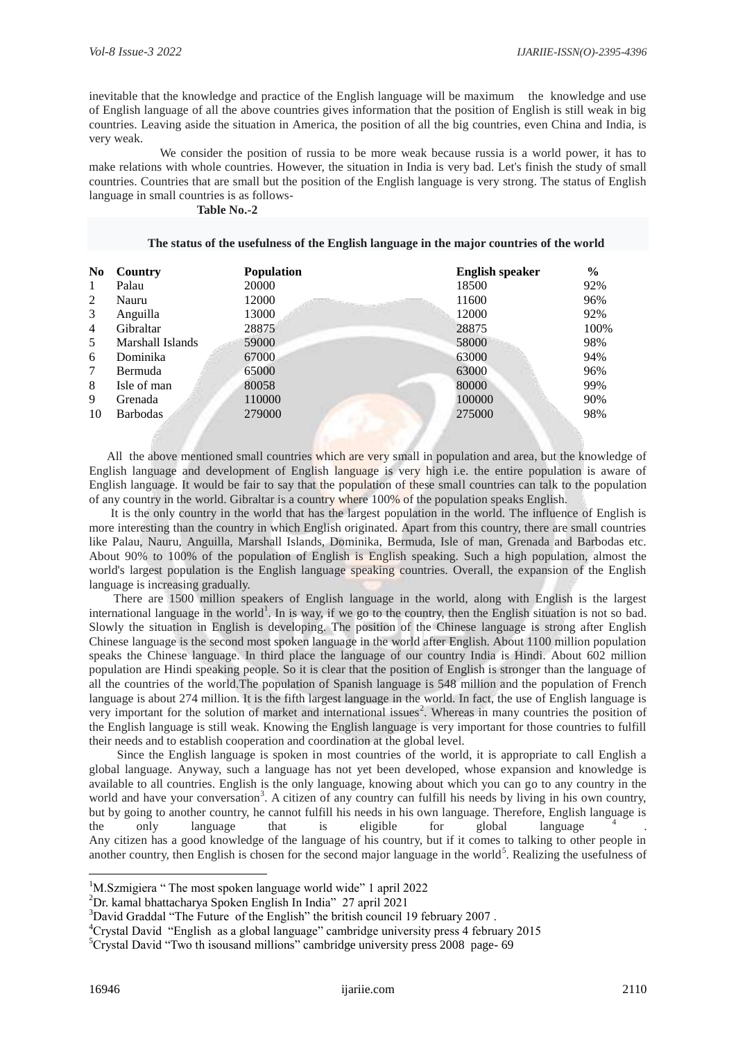inevitable that the knowledge and practice of the English language will be maximum the knowledge and use of English language of all the above countries gives information that the position of English is still weak in big countries. Leaving aside the situation in America, the position of all the big countries, even China and India, is very weak.

We consider the position of russia to be more weak because russia is a world power, it has to make relations with whole countries. However, the situation in India is very bad. Let's finish the study of small countries. Countries that are small but the position of the English language is very strong. The status of English language in small countries is as follows-

**Table No.-2**

**The status of the usefulness of the English language in the major countries of the world**

| No | Country | Population | English speaker | % |
|---|---|---|---|---|
| 1 | Palau | 20000 | 18500 | 92% |
| 2 | Nauru | 12000 | 11600 | 96% |
| 3 | Anguilla | 13000 | 12000 | 92% |
| 4 | Gibraltar | 28875 | 28875 | 100% |
| 5 | Marshall Islands | 59000 | 58000 | 98% |
| 6 | Dominika | 67000 | 63000 | 94% |
| 7 | Bermuda | 65000 | 63000 | 96% |
| 8 | Isle of man | 80058 | 80000 | 99% |
| 9 | Grenada | 110000 | 100000 | 90% |
| 10 | Barbodas | 279000 | 275000 | 98% |

All the above mentioned small countries which are very small in population and area, but the knowledge of English language and development of English language is very high i.e. the entire population is aware of English language. It would be fair to say that the population of these small countries can talk to the population of any country in the world. Gibraltar is a country where 100% of the population speaks English.

It is the only country in the world that has the largest population in the world. The influence of English is more interesting than the country in which English originated. Apart from this country, there are small countries like Palau, Nauru, Anguilla, Marshall Islands, Dominika, Bermuda, Isle of man, Grenada and Barbodas etc. About 90% to 100% of the population of English is English speaking. Such a high population, almost the world's largest population is the English language speaking countries. Overall, the expansion of the English language is increasing gradually.

There are 1500 million speakers of English language in the world, along with English is the largest international language in the world[1]. In is way, if we go to the country, then the English situation is not so bad. Slowly the situation in English is developing. The position of the Chinese language is strong after English Chinese language is the second most spoken language in the world after English. About 1100 million population speaks the Chinese language. In third place the language of our country India is Hindi. About 602 million population are Hindi speaking people. So it is clear that the position of English is stronger than the language of all the countries of the world.The population of Spanish language is 548 million and the population of French language is about 274 million. It is the fifth largest language in the world. In fact, the use of English language is very important for the solution of market and international issues[2]. Whereas in many countries the position of the English language is still weak. Knowing the English language is very important for those countries to fulfill their needs and to establish cooperation and coordination at the global level.

Since the English language is spoken in most countries of the world, it is appropriate to call English a global language. Anyway, such a language has not yet been developed, whose expansion and knowledge is available to all countries. English is the only language, knowing about which you can go to any country in the world and have your conversation[3]. A citizen of any country can fulfill his needs by living in his own country, but by going to another country, he cannot fulfill his needs in his own language. Therefore, English language is the only language that is eligible for global language [4].
Any citizen has a good knowledge of the language of his country, but if it comes to talking to other people in another country, then English is chosen for the second major language in the world[5]. Realizing the usefulness of

[1]M.Szmigiera " The most spoken language world wide" 1 april 2022
[2]Dr. kamal bhattacharya Spoken English In India" 27 april 2021
[3]David Graddal "The Future of the English" the british council 19 february 2007 .
[4]Crystal David "English as a global language" cambridge university press 4 february 2015
[5]Crystal David "Two th isousand millions" cambridge university press 2008 page- 69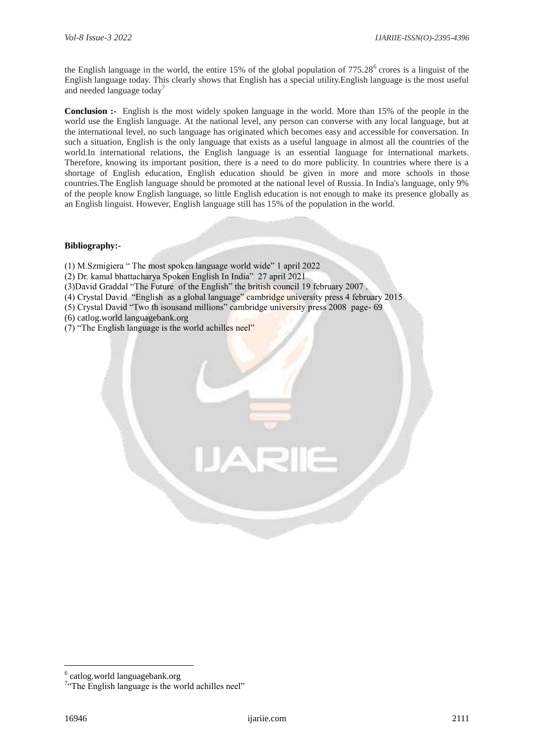the English language in the world, the entire 15% of the global population of 775.28[6] crores is a linguist of the English language today. This clearly shows that English has a special utility.English language is the most useful and needed language today[7]

**Conclusion :-** English is the most widely spoken language in the world. More than 15% of the people in the world use the English language. At the national level, any person can converse with any local language, but at the international level, no such language has originated which becomes easy and accessible for conversation. In such a situation, English is the only language that exists as a useful language in almost all the countries of the world.In international relations, the English language is an essential language for international markets. Therefore, knowing its important position, there is a need to do more publicity. In countries where there is a shortage of English education, English education should be given in more and more schools in those countries.The English language should be promoted at the national level of Russia. In India's language, only 9% of the people know English language, so little English education is not enough to make its presence globally as an English linguist. However, English language still has 15% of the population in the world.

**Bibliography:-**

(1) M.Szmigiera " The most spoken language world wide" 1 april 2022
(2) Dr. kamal bhattacharya Spoken English In India" 27 april 2021
(3)David Graddal "The Future of the English" the british council 19 february 2007 .
(4) Crystal David "English as a global language" cambridge university press 4 february 2015
(5) Crystal David "Two th isousand millions" cambridge university press 2008 page- 69
(6) catlog.world languagebank.org
(7) "The English language is the world achilles neel"

[6] catlog.world languagebank.org
[7] "The English language is the world achilles neel"